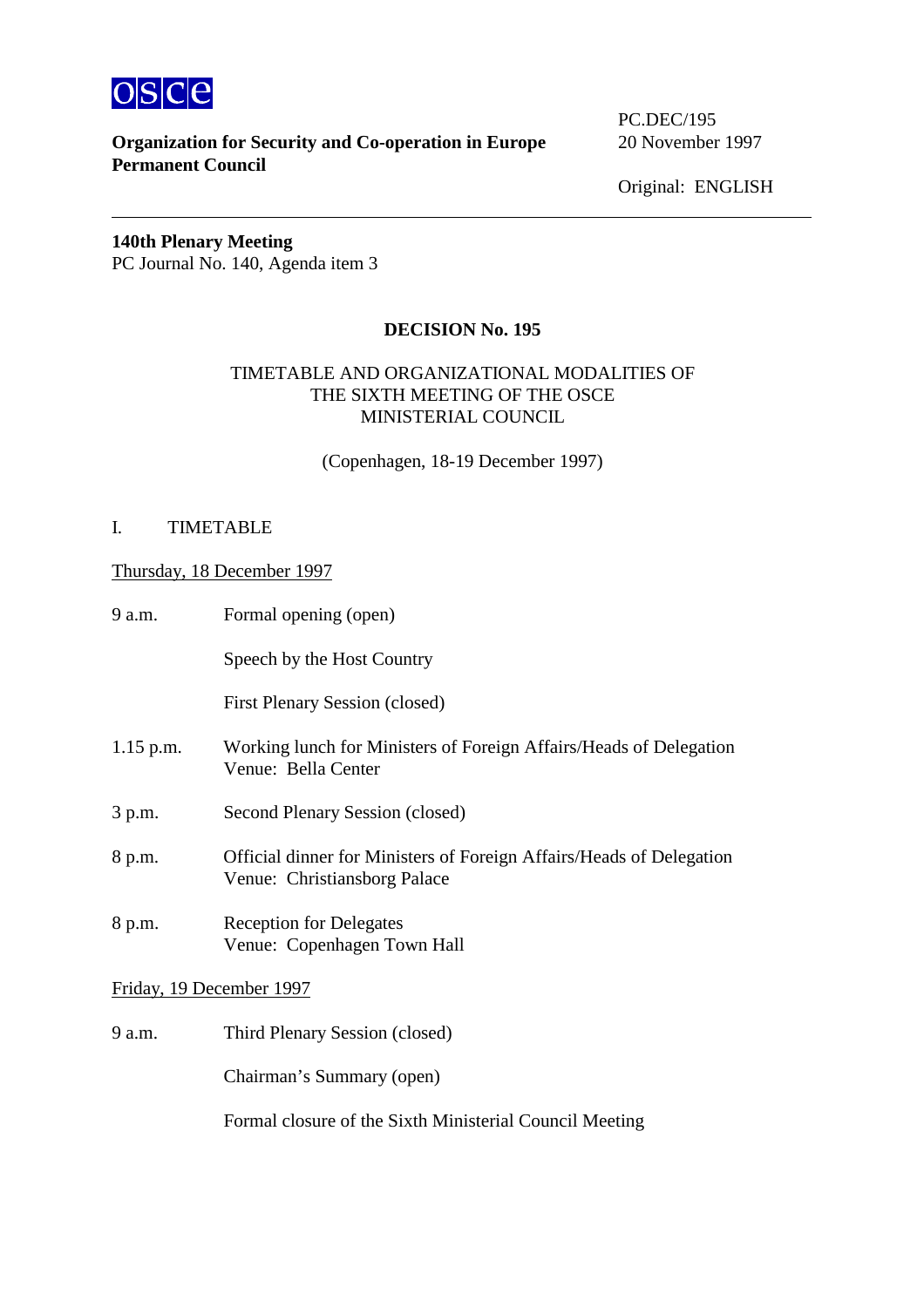OSCE

**Organization for Security and Co-operation in Europe**
**Permanent Council**

PC.DEC/195
20 November 1997

Original: ENGLISH

---

**140th Plenary Meeting**
PC Journal No. 140, Agenda item 3

## DECISION No. 195

TIMETABLE AND ORGANIZATIONAL MODALITIES OF THE SIXTH MEETING OF THE OSCE MINISTERIAL COUNCIL

(Copenhagen, 18-19 December 1997)

I. TIMETABLE

<u>Thursday, 18 December 1997</u>

| | |
|---|---|
| 9 a.m. | Formal opening (open) |
| | Speech by the Host Country |
| | First Plenary Session (closed) |
| 1.15 p.m. | Working lunch for Ministers of Foreign Affairs/Heads of Delegation<br>Venue: Bella Center |
| 3 p.m. | Second Plenary Session (closed) |
| 8 p.m. | Official dinner for Ministers of Foreign Affairs/Heads of Delegation<br>Venue: Christiansborg Palace |
| 8 p.m. | Reception for Delegates<br>Venue: Copenhagen Town Hall |

<u>Friday, 19 December 1997</u>

| | |
|---|---|
| 9 a.m. | Third Plenary Session (closed) |
| | Chairman’s Summary (open) |
| | Formal closure of the Sixth Ministerial Council Meeting |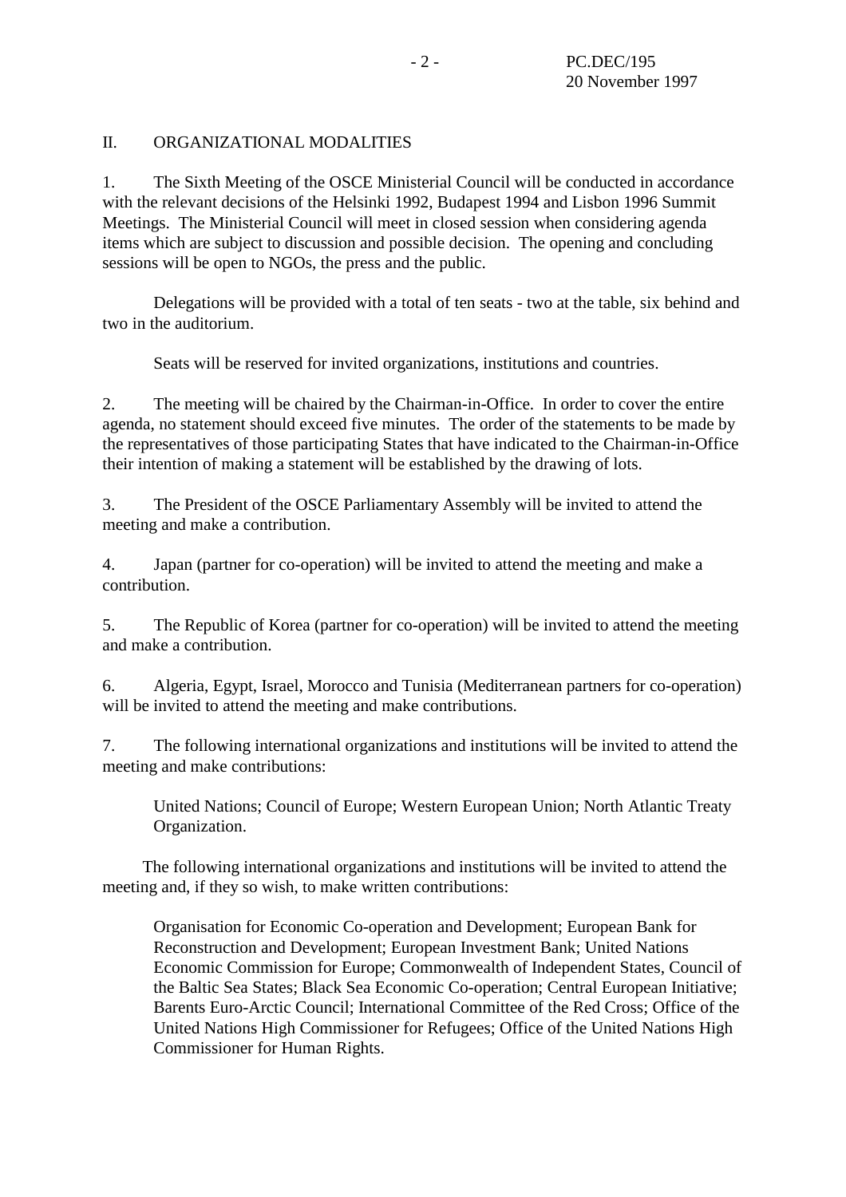## II. ORGANIZATIONAL MODALITIES

1. The Sixth Meeting of the OSCE Ministerial Council will be conducted in accordance with the relevant decisions of the Helsinki 1992, Budapest 1994 and Lisbon 1996 Summit Meetings. The Ministerial Council will meet in closed session when considering agenda items which are subject to discussion and possible decision. The opening and concluding sessions will be open to NGOs, the press and the public.

Delegations will be provided with a total of ten seats - two at the table, six behind and two in the auditorium.

Seats will be reserved for invited organizations, institutions and countries.

2. The meeting will be chaired by the Chairman-in-Office. In order to cover the entire agenda, no statement should exceed five minutes. The order of the statements to be made by the representatives of those participating States that have indicated to the Chairman-in-Office their intention of making a statement will be established by the drawing of lots.

3. The President of the OSCE Parliamentary Assembly will be invited to attend the meeting and make a contribution.

4. Japan (partner for co-operation) will be invited to attend the meeting and make a contribution.

5. The Republic of Korea (partner for co-operation) will be invited to attend the meeting and make a contribution.

6. Algeria, Egypt, Israel, Morocco and Tunisia (Mediterranean partners for co-operation) will be invited to attend the meeting and make contributions.

7. The following international organizations and institutions will be invited to attend the meeting and make contributions:

United Nations; Council of Europe; Western European Union; North Atlantic Treaty Organization.

The following international organizations and institutions will be invited to attend the meeting and, if they so wish, to make written contributions:

Organisation for Economic Co-operation and Development; European Bank for Reconstruction and Development; European Investment Bank; United Nations Economic Commission for Europe; Commonwealth of Independent States, Council of the Baltic Sea States; Black Sea Economic Co-operation; Central European Initiative; Barents Euro-Arctic Council; International Committee of the Red Cross; Office of the United Nations High Commissioner for Refugees; Office of the United Nations High Commissioner for Human Rights.